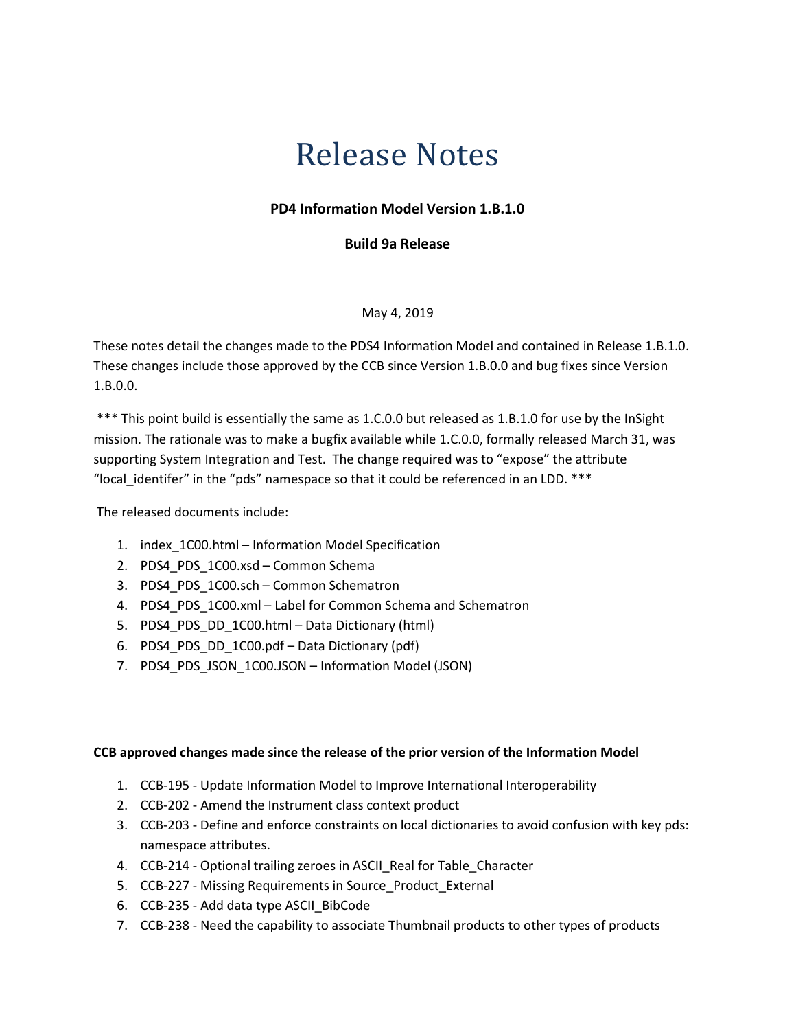# Release Notes

**PD4 Information Model Version 1.B.1.0**

**Build 9a Release**

May 4, 2019

These notes detail the changes made to the PDS4 Information Model and contained in Release 1.B.1.0. These changes include those approved by the CCB since Version 1.B.0.0 and bug fixes since Version 1.B.0.0.

*** This point build is essentially the same as 1.C.0.0 but released as 1.B.1.0 for use by the InSight mission. The rationale was to make a bugfix available while 1.C.0.0, formally released March 31, was supporting System Integration and Test. The change required was to “expose” the attribute “local_identifer” in the “pds” namespace so that it could be referenced in an LDD. ***

The released documents include:

1. index_1C00.html – Information Model Specification
2. PDS4_PDS_1C00.xsd – Common Schema
3. PDS4_PDS_1C00.sch – Common Schematron
4. PDS4_PDS_1C00.xml – Label for Common Schema and Schematron
5. PDS4_PDS_DD_1C00.html – Data Dictionary (html)
6. PDS4_PDS_DD_1C00.pdf – Data Dictionary (pdf)
7. PDS4_PDS_JSON_1C00.JSON – Information Model (JSON)

**CCB approved changes made since the release of the prior version of the Information Model**

1. CCB-195 - Update Information Model to Improve International Interoperability
2. CCB-202 - Amend the Instrument class context product
3. CCB-203 - Define and enforce constraints on local dictionaries to avoid confusion with key pds: namespace attributes.
4. CCB-214 - Optional trailing zeroes in ASCII_Real for Table_Character
5. CCB-227 - Missing Requirements in Source_Product_External
6. CCB-235 - Add data type ASCII_BibCode
7. CCB-238 - Need the capability to associate Thumbnail products to other types of products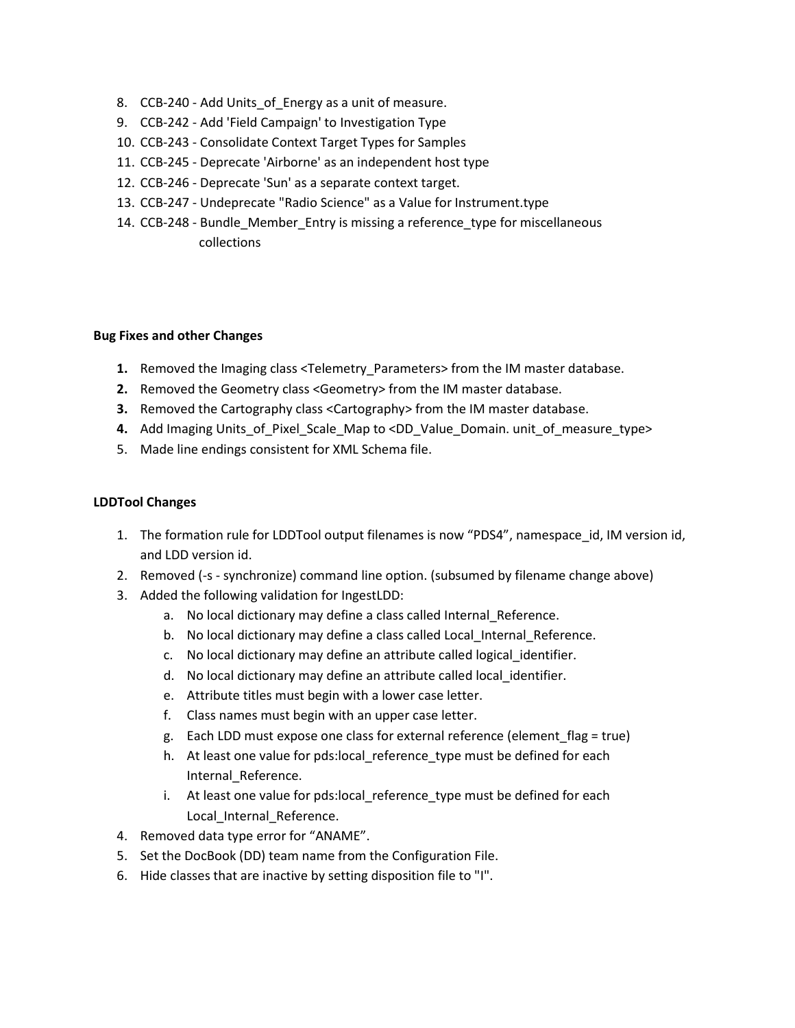8. CCB-240 - Add Units_of_Energy as a unit of measure.
9. CCB-242 - Add 'Field Campaign' to Investigation Type
10. CCB-243 - Consolidate Context Target Types for Samples
11. CCB-245 - Deprecate 'Airborne' as an independent host type
12. CCB-246 - Deprecate 'Sun' as a separate context target.
13. CCB-247 - Undeprecate "Radio Science" as a Value for Instrument.type
14. CCB-248 - Bundle_Member_Entry is missing a reference_type for miscellaneous collections

**Bug Fixes and other Changes**

1. Removed the Imaging class <Telemetry_Parameters> from the IM master database.
2. Removed the Geometry class <Geometry> from the IM master database.
3. Removed the Cartography class <Cartography> from the IM master database.
4. Add Imaging Units_of_Pixel_Scale_Map to <DD_Value_Domain. unit_of_measure_type>
5. Made line endings consistent for XML Schema file.

**LDDTool Changes**

1. The formation rule for LDDTool output filenames is now "PDS4", namespace_id, IM version id, and LDD version id.
2. Removed (-s - synchronize) command line option. (subsumed by filename change above)
3. Added the following validation for IngestLDD:
    a. No local dictionary may define a class called Internal_Reference.
    b. No local dictionary may define a class called Local_Internal_Reference.
    c. No local dictionary may define an attribute called logical_identifier.
    d. No local dictionary may define an attribute called local_identifier.
    e. Attribute titles must begin with a lower case letter.
    f. Class names must begin with an upper case letter.
    g. Each LDD must expose one class for external reference (element_flag = true)
    h. At least one value for pds:local_reference_type must be defined for each Internal_Reference.
    i. At least one value for pds:local_reference_type must be defined for each Local_Internal_Reference.
4. Removed data type error for "ANAME".
5. Set the DocBook (DD) team name from the Configuration File.
6. Hide classes that are inactive by setting disposition file to "I".